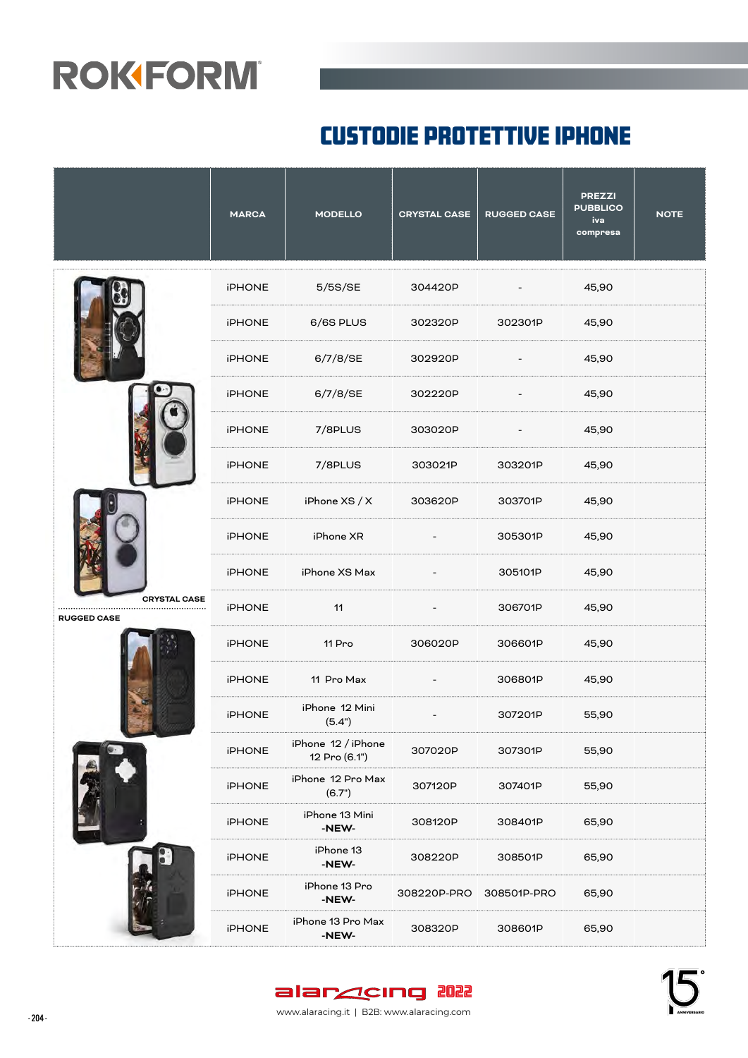# ROKFORM

## CUSTODIE PROTETTIVE IPHONE

| MARCA | MODELLO | CRYSTAL CASE | RUGGED CASE | PREZZI PUBBLICO iva compresa | NOTE |
|---|---|---|---|---|---|
| iPHONE | 5/5S/SE | 304420P | - | 45,90 | |
| iPHONE | 6/6S PLUS | 302320P | 302301P | 45,90 | |
| iPHONE | 6/7/8/SE | 302920P | - | 45,90 | |
| iPHONE | 6/7/8/SE | 302220P | - | 45,90 | |
| iPHONE | 7/8PLUS | 303020P | - | 45,90 | |
| iPHONE | 7/8PLUS | 303021P | 303201P | 45,90 | |
| iPHONE | iPhone XS / X | 303620P | 303701P | 45,90 | |
| iPHONE | iPhone XR | - | 305301P | 45,90 | |
| iPHONE | iPhone XS Max | - | 305101P | 45,90 | |
| iPHONE | 11 | - | 306701P | 45,90 | |
| iPHONE | 11 Pro | 306020P | 306601P | 45,90 | |
| iPHONE | 11 Pro Max | - | 306801P | 45,90 | |
| iPHONE | iPhone 12 Mini (5.4") | - | 307201P | 55,90 | |
| iPHONE | iPhone 12 / iPhone 12 Pro (6.1") | 307020P | 307301P | 55,90 | |
| iPHONE | iPhone 12 Pro Max (6.7") | 307120P | 307401P | 55,90 | |
| iPHONE | iPhone 13 Mini -NEW- | 308120P | 308401P | 65,90 | |
| iPHONE | iPhone 13 -NEW- | 308220P | 308501P | 65,90 | |
| iPHONE | iPhone 13 Pro -NEW- | 308220P-PRO | 308501P-PRO | 65,90 | |
| iPHONE | iPhone 13 Pro Max -NEW- | 308320P | 308601P | 65,90 | |

CRYSTAL CASE

RUGGED CASE

alaracing 2022

www.alaracing.it | B2B: www.alaracing.com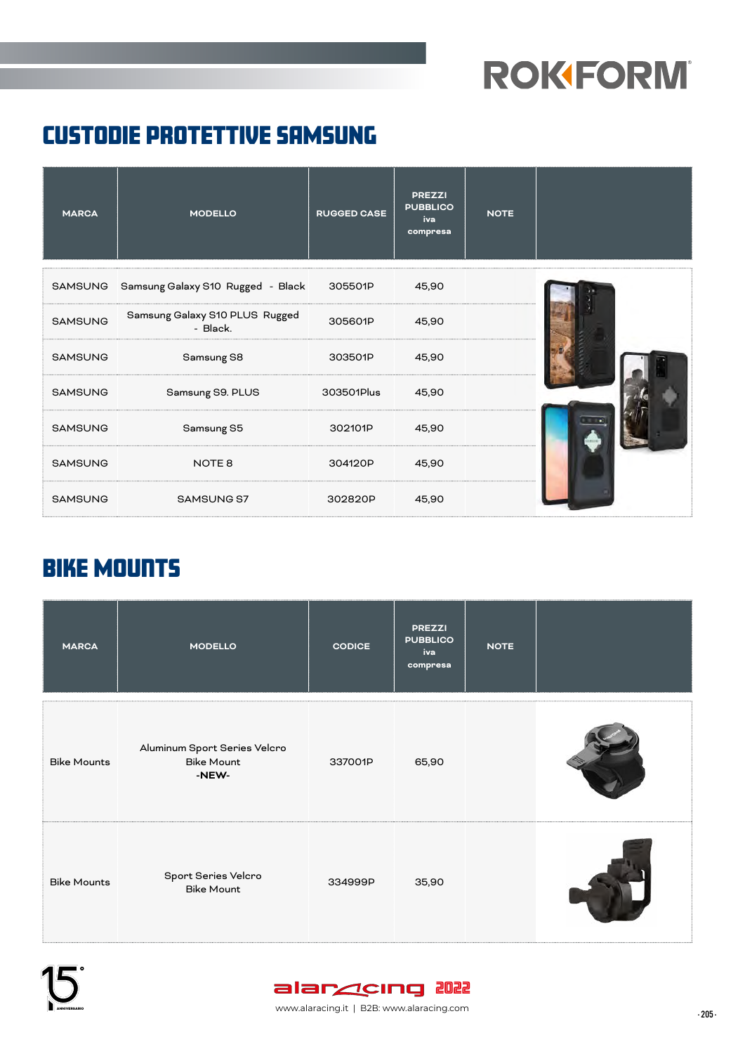ROKFORM

## CUSTODIE PROTETTIVE SAMSUNG

| MARCA | MODELLO | RUGGED CASE | PREZZI PUBBLICO iva compresa | NOTE | |
|---|---|---|---|---|---|
| SAMSUNG | Samsung Galaxy S10 Rugged - Black | 305501P | 45,90 | | |
| SAMSUNG | Samsung Galaxy S10 PLUS Rugged - Black. | 305601P | 45,90 | | |
| SAMSUNG | Samsung S8 | 303501P | 45,90 | | |
| SAMSUNG | Samsung S9. PLUS | 303501Plus | 45,90 | | |
| SAMSUNG | Samsung S5 | 302101P | 45,90 | | |
| SAMSUNG | NOTE 8 | 304120P | 45,90 | | |
| SAMSUNG | SAMSUNG S7 | 302820P | 45,90 | | |

## BIKE MOUNTS

| MARCA | MODELLO | CODICE | PREZZI PUBBLICO iva compresa | NOTE | |
|---|---|---|---|---|---|
| Bike Mounts | Aluminum Sport Series Velcro Bike Mount **-NEW-** | 337001P | 65,90 | | |
| Bike Mounts | Sport Series Velcro Bike Mount | 334999P | 35,90 | | |

alaracing 2022

www.alaracing.it | B2B: www.alaracing.com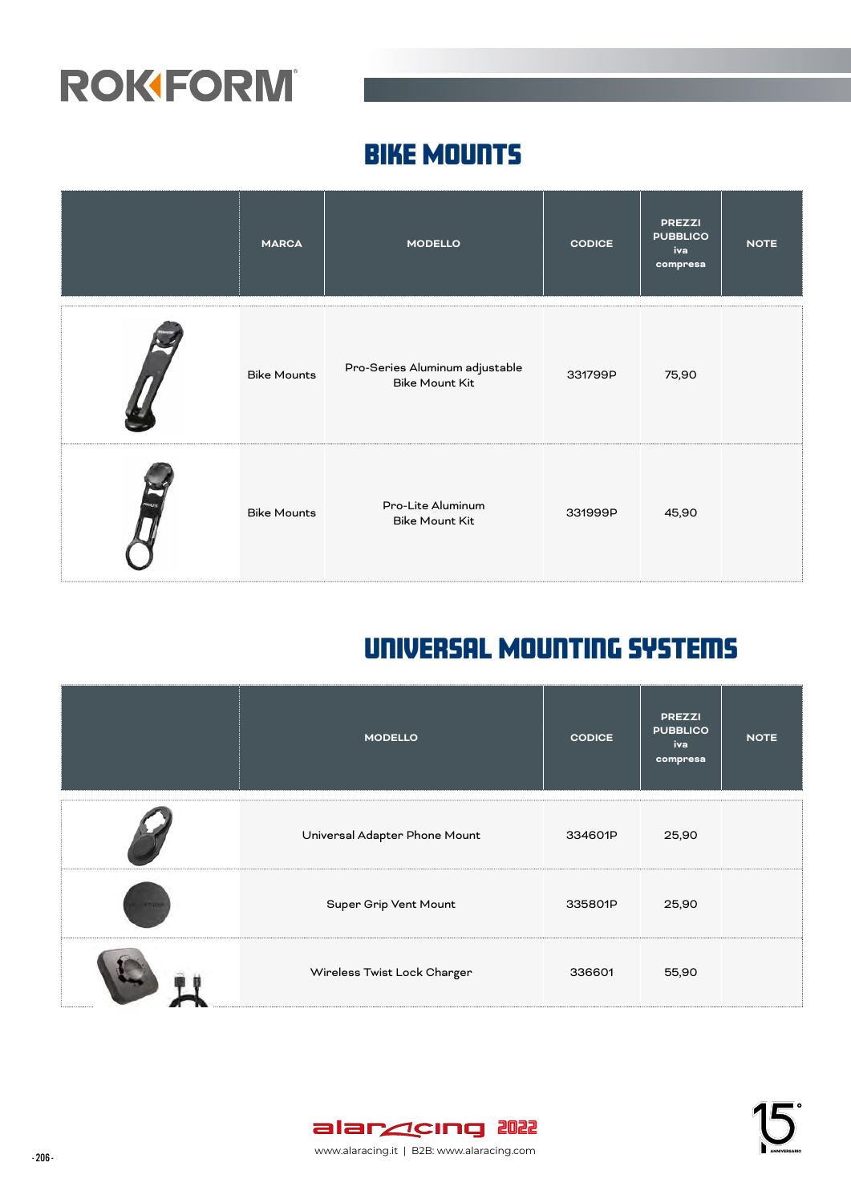# ROKFORM

## BIKE MOUNTS

| | MARCA | MODELLO | CODICE | PREZZI PUBBLICO iva compresa | NOTE |
|---|---|---|---|---|---|
| | Bike Mounts | Pro-Series Aluminum adjustable Bike Mount Kit | 331799P | 75,90 | |
| | Bike Mounts | Pro-Lite Aluminum Bike Mount Kit | 331999P | 45,90 | |

## UNIVERSAL MOUNTING SYSTEMS

| | MODELLO | CODICE | PREZZI PUBBLICO iva compresa | NOTE |
|---|---|---|---|---|
| | Universal Adapter Phone Mount | 334601P | 25,90 | |
| | Super Grip Vent Mount | 335801P | 25,90 | |
| | Wireless Twist Lock Charger | 336601 | 55,90 | |

alaracing 2022

www.alaracing.it | B2B: www.alaracing.com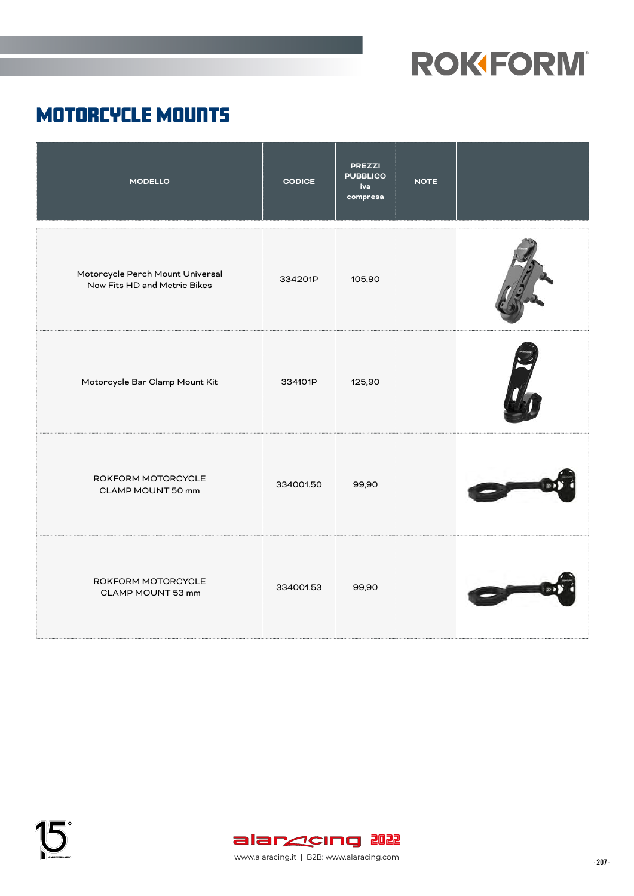# ROKFORM

## MOTORCYCLE MOUNTS

| MODELLO | CODICE | PREZZI PUBBLICO iva compresa | NOTE | |
|---|---|---|---|---|
| Motorcycle Perch Mount Universal Now Fits HD and Metric Bikes | 334201P | 105,90 | | |
| Motorcycle Bar Clamp Mount Kit | 334101P | 125,90 | | |
| ROKFORM MOTORCYCLE CLAMP MOUNT 50 mm | 334001.50 | 99,90 | | |
| ROKFORM MOTORCYCLE CLAMP MOUNT 53 mm | 334001.53 | 99,90 | | |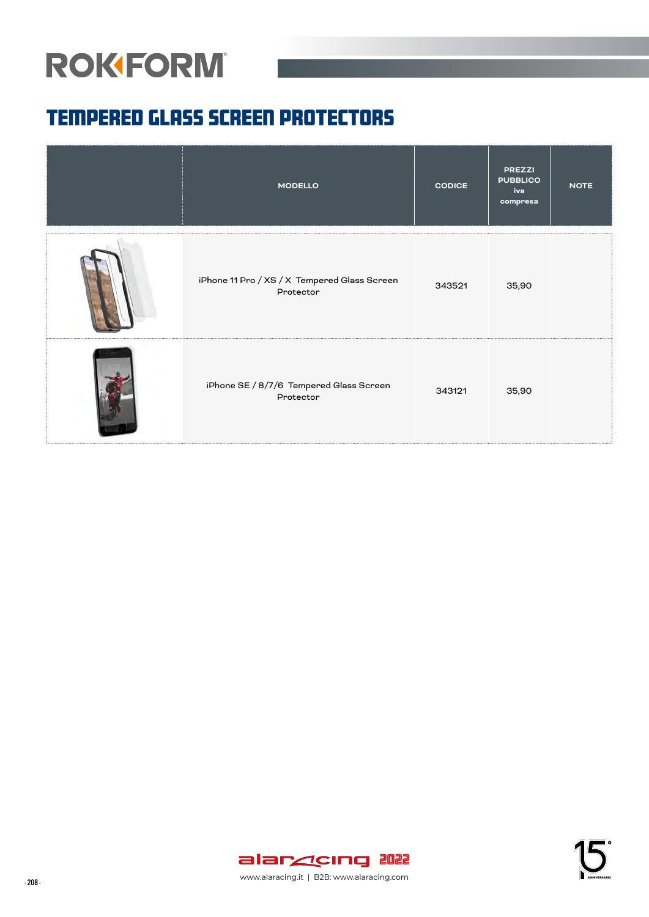ROKFORM

# TEMPERED GLASS SCREEN PROTECTORS

| | MODELLO | CODICE | PREZZI PUBBLICO iva compresa | NOTE |
|---|---|---|---|---|
| | iPhone 11 Pro / XS / X Tempered Glass Screen Protector | 343521 | 35,90 | |
| | iPhone SE / 8/7/6 Tempered Glass Screen Protector | 343121 | 35,90 | |

alaracing 2022

www.alaracing.it | B2B: www.alaracing.com